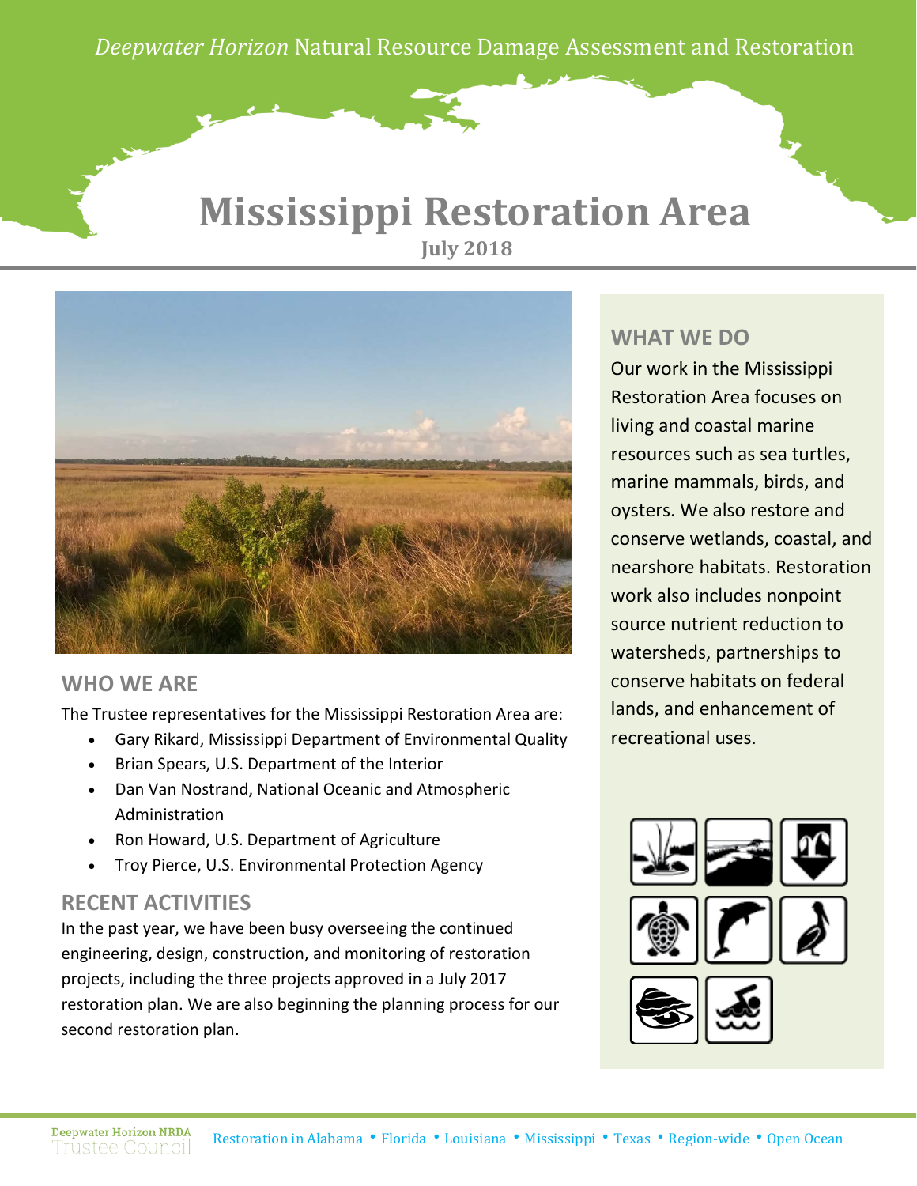*Deepwater Horizon* Natural Resource Damage Assessment and Restoration

# Mississippi Restoration Area

**July 2018**

## WHO WE ARE

The Trustee representatives for the Mississippi Restoration Area are:

- Gary Rikard, Mississippi Department of Environmental Quality
- Brian Spears, U.S. Department of the Interior
- Dan Van Nostrand, National Oceanic and Atmospheric Administration
- Ron Howard, U.S. Department of Agriculture
- Troy Pierce, U.S. Environmental Protection Agency

## RECENT ACTIVITIES

In the past year, we have been busy overseeing the continued engineering, design, construction, and monitoring of restoration projects, including the three projects approved in a July 2017 restoration plan. We are also beginning the planning process for our second restoration plan.

## WHAT WE DO

Our work in the Mississippi Restoration Area focuses on living and coastal marine resources such as sea turtles, marine mammals, birds, and oysters. We also restore and conserve wetlands, coastal, and nearshore habitats. Restoration work also includes nonpoint source nutrient reduction to watersheds, partnerships to conserve habitats on federal lands, and enhancement of recreational uses.

Deepwater Horizon NRDA Trustee Council

Restoration in Alabama • Florida • Louisiana • Mississippi • Texas • Region-wide • Open Ocean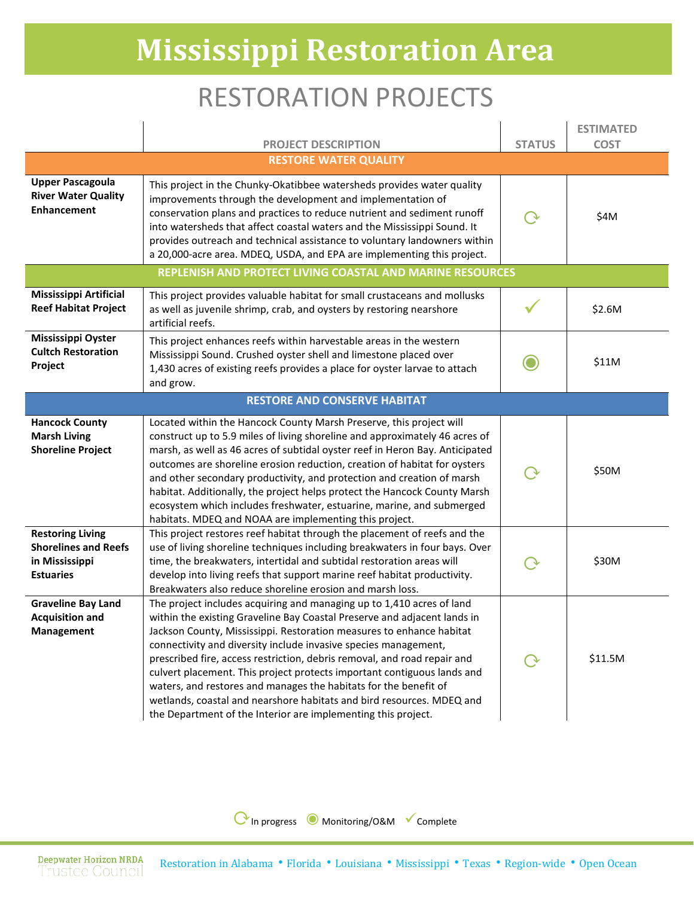# Mississippi Restoration Area

## RESTORATION PROJECTS

| | PROJECT DESCRIPTION | STATUS | ESTIMATED COST |
|---|---|---|---|
| | **RESTORE WATER QUALITY** | | |
| **Upper Pascagoula River Water Quality Enhancement** | This project in the Chunky-Okatibbee watersheds provides water quality improvements through the development and implementation of conservation plans and practices to reduce nutrient and sediment runoff into watersheds that affect coastal waters and the Mississippi Sound. It provides outreach and technical assistance to voluntary landowners within a 20,000-acre area. MDEQ, USDA, and EPA are implementing this project. | In progress | $4M |
| | **REPLENISH AND PROTECT LIVING COASTAL AND MARINE RESOURCES** | | |
| **Mississippi Artificial Reef Habitat Project** | This project provides valuable habitat for small crustaceans and mollusks as well as juvenile shrimp, crab, and oysters by restoring nearshore artificial reefs. | Complete | $2.6M |
| **Mississippi Oyster Cultch Restoration Project** | This project enhances reefs within harvestable areas in the western Mississippi Sound. Crushed oyster shell and limestone placed over 1,430 acres of existing reefs provides a place for oyster larvae to attach and grow. | Monitoring/O&M | $11M |
| | **RESTORE AND CONSERVE HABITAT** | | |
| **Hancock County Marsh Living Shoreline Project** | Located within the Hancock County Marsh Preserve, this project will construct up to 5.9 miles of living shoreline and approximately 46 acres of marsh, as well as 46 acres of subtidal oyster reef in Heron Bay. Anticipated outcomes are shoreline erosion reduction, creation of habitat for oysters and other secondary productivity, and protection and creation of marsh habitat. Additionally, the project helps protect the Hancock County Marsh ecosystem which includes freshwater, estuarine, marine, and submerged habitats. MDEQ and NOAA are implementing this project. | In progress | $50M |
| **Restoring Living Shorelines and Reefs in Mississippi Estuaries** | This project restores reef habitat through the placement of reefs and the use of living shoreline techniques including breakwaters in four bays. Over time, the breakwaters, intertidal and subtidal restoration areas will develop into living reefs that support marine reef habitat productivity. Breakwaters also reduce shoreline erosion and marsh loss. | In progress | $30M |
| **Graveline Bay Land Acquisition and Management** | The project includes acquiring and managing up to 1,410 acres of land within the existing Graveline Bay Coastal Preserve and adjacent lands in Jackson County, Mississippi. Restoration measures to enhance habitat connectivity and diversity include invasive species management, prescribed fire, access restriction, debris removal, and road repair and culvert placement. This project protects important contiguous lands and waters, and restores and manages the habitats for the benefit of wetlands, coastal and nearshore habitats and bird resources. MDEQ and the Department of the Interior are implementing this project. | In progress | $11.5M |

In progress · Monitoring/O&M · Complete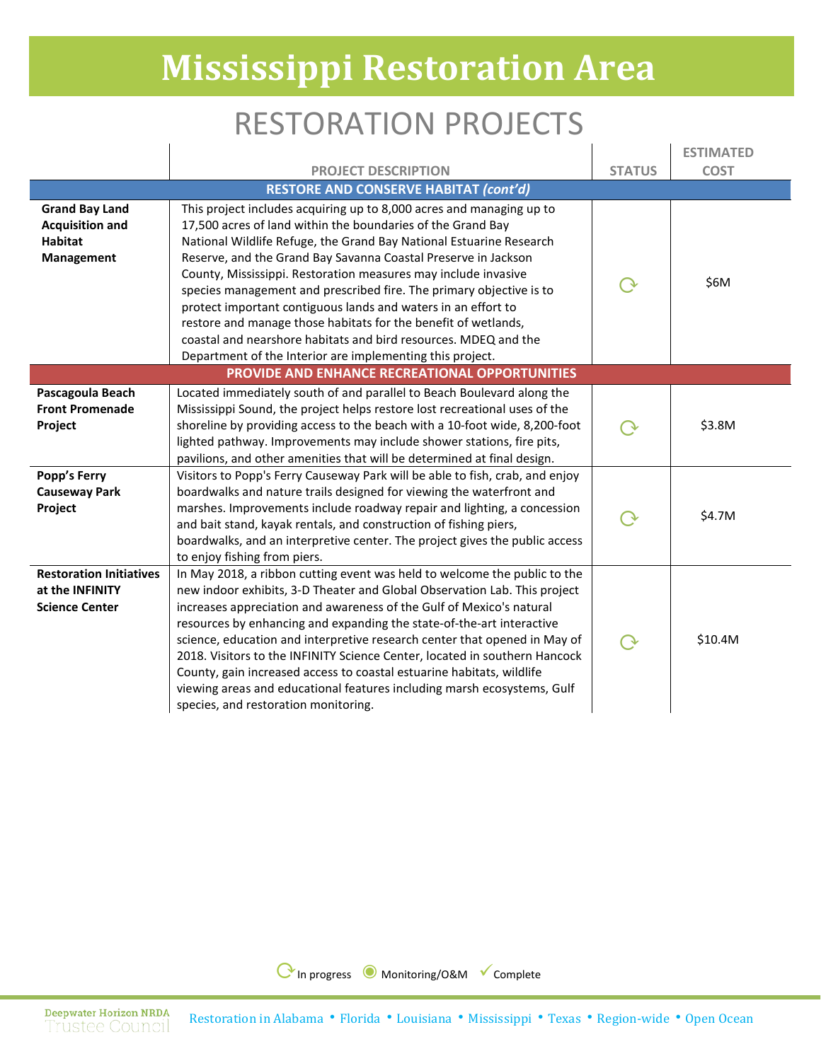# Mississippi Restoration Area

## RESTORATION PROJECTS

| | PROJECT DESCRIPTION | STATUS | ESTIMATED COST |
|---|---|---|---|
| | **RESTORE AND CONSERVE HABITAT *(cont'd)*** | | |
| **Grand Bay Land Acquisition and Habitat Management** | This project includes acquiring up to 8,000 acres and managing up to 17,500 acres of land within the boundaries of the Grand Bay National Wildlife Refuge, the Grand Bay National Estuarine Research Reserve, and the Grand Bay Savanna Coastal Preserve in Jackson County, Mississippi. Restoration measures may include invasive species management and prescribed fire. The primary objective is to protect important contiguous lands and waters in an effort to restore and manage those habitats for the benefit of wetlands, coastal and nearshore habitats and bird resources. MDEQ and the Department of the Interior are implementing this project. | In progress | $6M |
| | **PROVIDE AND ENHANCE RECREATIONAL OPPORTUNITIES** | | |
| **Pascagoula Beach Front Promenade Project** | Located immediately south of and parallel to Beach Boulevard along the Mississippi Sound, the project helps restore lost recreational uses of the shoreline by providing access to the beach with a 10-foot wide, 8,200-foot lighted pathway. Improvements may include shower stations, fire pits, pavilions, and other amenities that will be determined at final design. | In progress | $3.8M |
| **Popp's Ferry Causeway Park Project** | Visitors to Popp's Ferry Causeway Park will be able to fish, crab, and enjoy boardwalks and nature trails designed for viewing the waterfront and marshes. Improvements include roadway repair and lighting, a concession and bait stand, kayak rentals, and construction of fishing piers, boardwalks, and an interpretive center. The project gives the public access to enjoy fishing from piers. | In progress | $4.7M |
| **Restoration Initiatives at the INFINITY Science Center** | In May 2018, a ribbon cutting event was held to welcome the public to the new indoor exhibits, 3-D Theater and Global Observation Lab. This project increases appreciation and awareness of the Gulf of Mexico's natural resources by enhancing and expanding the state-of-the-art interactive science, education and interpretive research center that opened in May of 2018. Visitors to the INFINITY Science Center, located in southern Hancock County, gain increased access to coastal estuarine habitats, wildlife viewing areas and educational features including marsh ecosystems, Gulf species, and restoration monitoring. | In progress | $10.4M |

In progress • Monitoring/O&M • Complete

Deepwater Horizon NRDA Trustee Council

Restoration in Alabama • Florida • Louisiana • Mississippi • Texas • Region-wide • Open Ocean